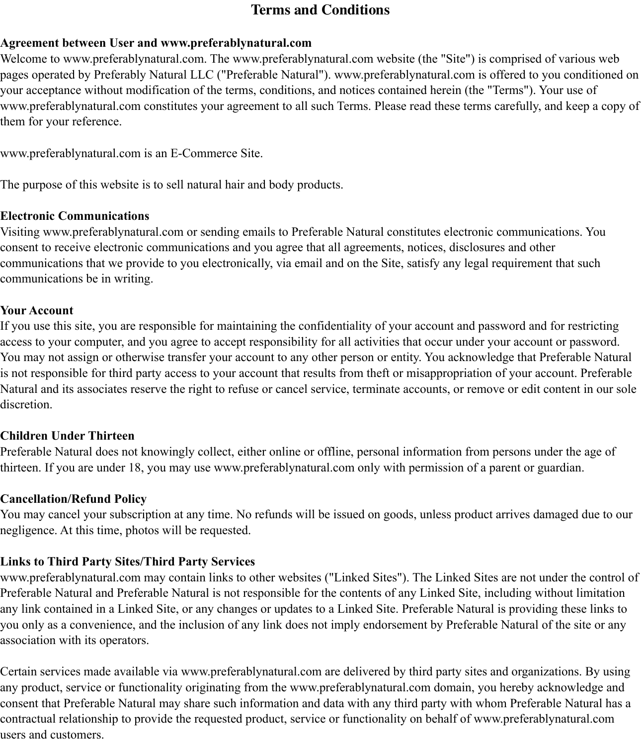# Terms and Conditions

**Agreement between User and www.preferablynatural.com**

Welcome to www.preferablynatural.com. The www.preferablynatural.com website (the "Site") is comprised of various web pages operated by Preferably Natural LLC ("Preferable Natural"). www.preferablynatural.com is offered to you conditioned on your acceptance without modification of the terms, conditions, and notices contained herein (the "Terms"). Your use of www.preferablynatural.com constitutes your agreement to all such Terms. Please read these terms carefully, and keep a copy of them for your reference.

www.preferablynatural.com is an E-Commerce Site.

The purpose of this website is to sell natural hair and body products.

**Electronic Communications**

Visiting www.preferablynatural.com or sending emails to Preferable Natural constitutes electronic communications. You consent to receive electronic communications and you agree that all agreements, notices, disclosures and other communications that we provide to you electronically, via email and on the Site, satisfy any legal requirement that such communications be in writing.

**Your Account**

If you use this site, you are responsible for maintaining the confidentiality of your account and password and for restricting access to your computer, and you agree to accept responsibility for all activities that occur under your account or password. You may not assign or otherwise transfer your account to any other person or entity. You acknowledge that Preferable Natural is not responsible for third party access to your account that results from theft or misappropriation of your account. Preferable Natural and its associates reserve the right to refuse or cancel service, terminate accounts, or remove or edit content in our sole discretion.

**Children Under Thirteen**

Preferable Natural does not knowingly collect, either online or offline, personal information from persons under the age of thirteen. If you are under 18, you may use www.preferablynatural.com only with permission of a parent or guardian.

**Cancellation/Refund Policy**

You may cancel your subscription at any time. No refunds will be issued on goods, unless product arrives damaged due to our negligence. At this time, photos will be requested.

**Links to Third Party Sites/Third Party Services**

www.preferablynatural.com may contain links to other websites ("Linked Sites"). The Linked Sites are not under the control of Preferable Natural and Preferable Natural is not responsible for the contents of any Linked Site, including without limitation any link contained in a Linked Site, or any changes or updates to a Linked Site. Preferable Natural is providing these links to you only as a convenience, and the inclusion of any link does not imply endorsement by Preferable Natural of the site or any association with its operators.

Certain services made available via www.preferablynatural.com are delivered by third party sites and organizations. By using any product, service or functionality originating from the www.preferablynatural.com domain, you hereby acknowledge and consent that Preferable Natural may share such information and data with any third party with whom Preferable Natural has a contractual relationship to provide the requested product, service or functionality on behalf of www.preferablynatural.com users and customers.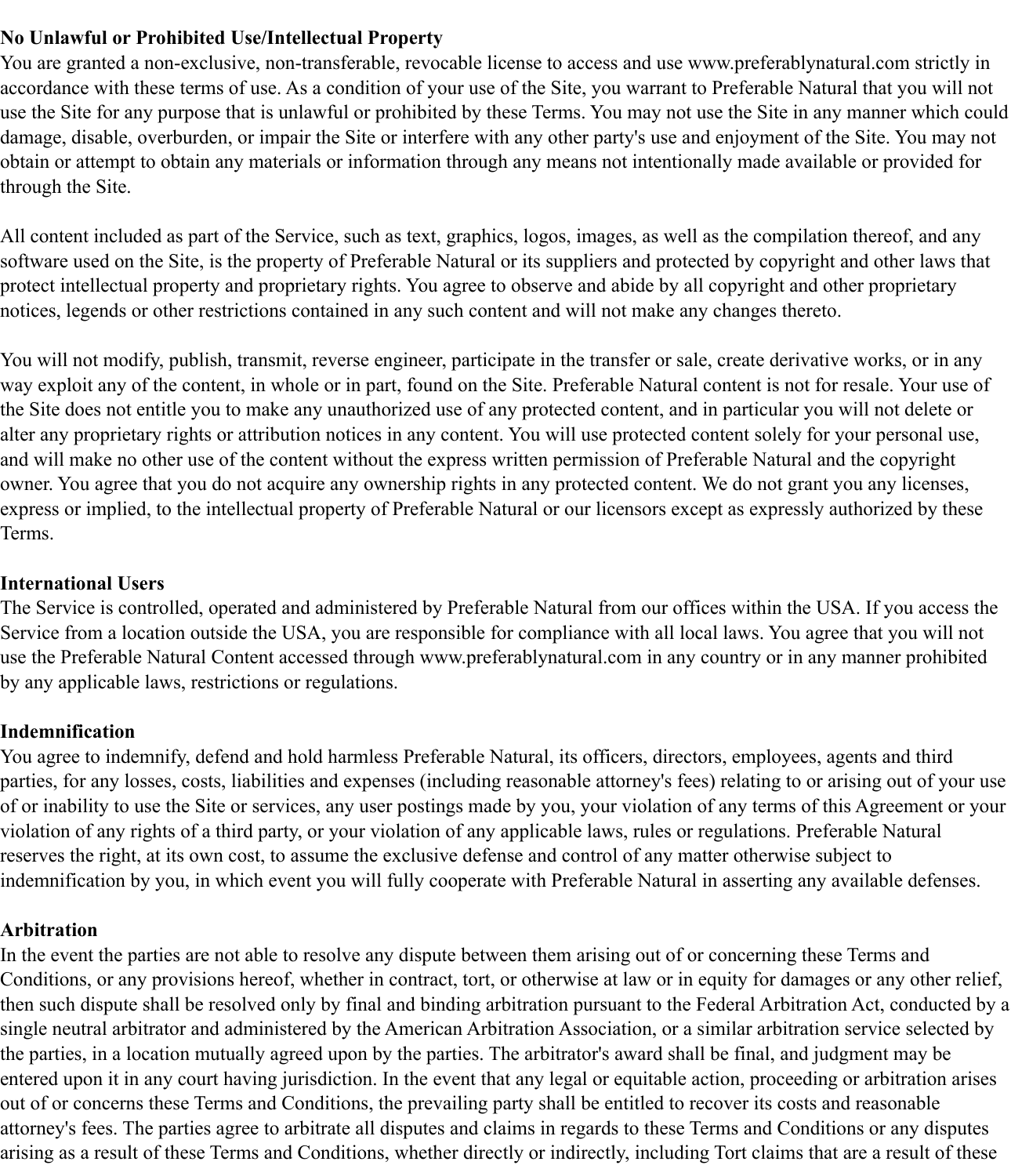**No Unlawful or Prohibited Use/Intellectual Property**
You are granted a non-exclusive, non-transferable, revocable license to access and use www.preferablynatural.com strictly in accordance with these terms of use. As a condition of your use of the Site, you warrant to Preferable Natural that you will not use the Site for any purpose that is unlawful or prohibited by these Terms. You may not use the Site in any manner which could damage, disable, overburden, or impair the Site or interfere with any other party's use and enjoyment of the Site. You may not obtain or attempt to obtain any materials or information through any means not intentionally made available or provided for through the Site.

All content included as part of the Service, such as text, graphics, logos, images, as well as the compilation thereof, and any software used on the Site, is the property of Preferable Natural or its suppliers and protected by copyright and other laws that protect intellectual property and proprietary rights. You agree to observe and abide by all copyright and other proprietary notices, legends or other restrictions contained in any such content and will not make any changes thereto.

You will not modify, publish, transmit, reverse engineer, participate in the transfer or sale, create derivative works, or in any way exploit any of the content, in whole or in part, found on the Site. Preferable Natural content is not for resale. Your use of the Site does not entitle you to make any unauthorized use of any protected content, and in particular you will not delete or alter any proprietary rights or attribution notices in any content. You will use protected content solely for your personal use, and will make no other use of the content without the express written permission of Preferable Natural and the copyright owner. You agree that you do not acquire any ownership rights in any protected content. We do not grant you any licenses, express or implied, to the intellectual property of Preferable Natural or our licensors except as expressly authorized by these Terms.

**International Users**
The Service is controlled, operated and administered by Preferable Natural from our offices within the USA. If you access the Service from a location outside the USA, you are responsible for compliance with all local laws. You agree that you will not use the Preferable Natural Content accessed through www.preferablynatural.com in any country or in any manner prohibited by any applicable laws, restrictions or regulations.

**Indemnification**
You agree to indemnify, defend and hold harmless Preferable Natural, its officers, directors, employees, agents and third parties, for any losses, costs, liabilities and expenses (including reasonable attorney's fees) relating to or arising out of your use of or inability to use the Site or services, any user postings made by you, your violation of any terms of this Agreement or your violation of any rights of a third party, or your violation of any applicable laws, rules or regulations. Preferable Natural reserves the right, at its own cost, to assume the exclusive defense and control of any matter otherwise subject to indemnification by you, in which event you will fully cooperate with Preferable Natural in asserting any available defenses.

**Arbitration**
In the event the parties are not able to resolve any dispute between them arising out of or concerning these Terms and Conditions, or any provisions hereof, whether in contract, tort, or otherwise at law or in equity for damages or any other relief, then such dispute shall be resolved only by final and binding arbitration pursuant to the Federal Arbitration Act, conducted by a single neutral arbitrator and administered by the American Arbitration Association, or a similar arbitration service selected by the parties, in a location mutually agreed upon by the parties. The arbitrator's award shall be final, and judgment may be entered upon it in any court having jurisdiction. In the event that any legal or equitable action, proceeding or arbitration arises out of or concerns these Terms and Conditions, the prevailing party shall be entitled to recover its costs and reasonable attorney's fees. The parties agree to arbitrate all disputes and claims in regards to these Terms and Conditions or any disputes arising as a result of these Terms and Conditions, whether directly or indirectly, including Tort claims that are a result of these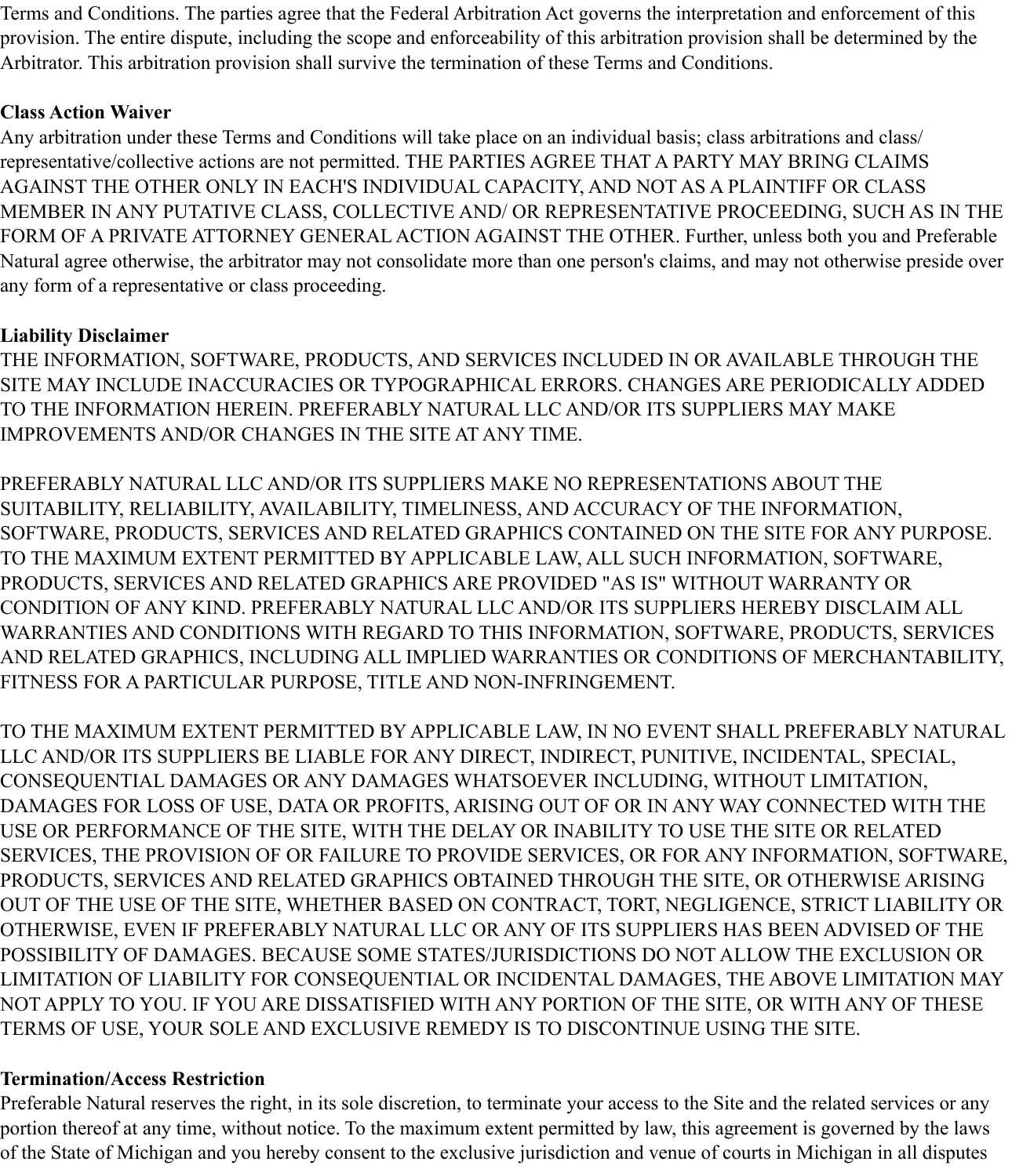Terms and Conditions. The parties agree that the Federal Arbitration Act governs the interpretation and enforcement of this provision. The entire dispute, including the scope and enforceability of this arbitration provision shall be determined by the Arbitrator. This arbitration provision shall survive the termination of these Terms and Conditions.

**Class Action Waiver**

Any arbitration under these Terms and Conditions will take place on an individual basis; class arbitrations and class/ representative/collective actions are not permitted. THE PARTIES AGREE THAT A PARTY MAY BRING CLAIMS AGAINST THE OTHER ONLY IN EACH'S INDIVIDUAL CAPACITY, AND NOT AS A PLAINTIFF OR CLASS MEMBER IN ANY PUTATIVE CLASS, COLLECTIVE AND/ OR REPRESENTATIVE PROCEEDING, SUCH AS IN THE FORM OF A PRIVATE ATTORNEY GENERAL ACTION AGAINST THE OTHER. Further, unless both you and Preferable Natural agree otherwise, the arbitrator may not consolidate more than one person's claims, and may not otherwise preside over any form of a representative or class proceeding.

**Liability Disclaimer**

THE INFORMATION, SOFTWARE, PRODUCTS, AND SERVICES INCLUDED IN OR AVAILABLE THROUGH THE SITE MAY INCLUDE INACCURACIES OR TYPOGRAPHICAL ERRORS. CHANGES ARE PERIODICALLY ADDED TO THE INFORMATION HEREIN. PREFERABLY NATURAL LLC AND/OR ITS SUPPLIERS MAY MAKE IMPROVEMENTS AND/OR CHANGES IN THE SITE AT ANY TIME.

PREFERABLY NATURAL LLC AND/OR ITS SUPPLIERS MAKE NO REPRESENTATIONS ABOUT THE SUITABILITY, RELIABILITY, AVAILABILITY, TIMELINESS, AND ACCURACY OF THE INFORMATION, SOFTWARE, PRODUCTS, SERVICES AND RELATED GRAPHICS CONTAINED ON THE SITE FOR ANY PURPOSE. TO THE MAXIMUM EXTENT PERMITTED BY APPLICABLE LAW, ALL SUCH INFORMATION, SOFTWARE, PRODUCTS, SERVICES AND RELATED GRAPHICS ARE PROVIDED "AS IS" WITHOUT WARRANTY OR CONDITION OF ANY KIND. PREFERABLY NATURAL LLC AND/OR ITS SUPPLIERS HEREBY DISCLAIM ALL WARRANTIES AND CONDITIONS WITH REGARD TO THIS INFORMATION, SOFTWARE, PRODUCTS, SERVICES AND RELATED GRAPHICS, INCLUDING ALL IMPLIED WARRANTIES OR CONDITIONS OF MERCHANTABILITY, FITNESS FOR A PARTICULAR PURPOSE, TITLE AND NON-INFRINGEMENT.

TO THE MAXIMUM EXTENT PERMITTED BY APPLICABLE LAW, IN NO EVENT SHALL PREFERABLY NATURAL LLC AND/OR ITS SUPPLIERS BE LIABLE FOR ANY DIRECT, INDIRECT, PUNITIVE, INCIDENTAL, SPECIAL, CONSEQUENTIAL DAMAGES OR ANY DAMAGES WHATSOEVER INCLUDING, WITHOUT LIMITATION, DAMAGES FOR LOSS OF USE, DATA OR PROFITS, ARISING OUT OF OR IN ANY WAY CONNECTED WITH THE USE OR PERFORMANCE OF THE SITE, WITH THE DELAY OR INABILITY TO USE THE SITE OR RELATED SERVICES, THE PROVISION OF OR FAILURE TO PROVIDE SERVICES, OR FOR ANY INFORMATION, SOFTWARE, PRODUCTS, SERVICES AND RELATED GRAPHICS OBTAINED THROUGH THE SITE, OR OTHERWISE ARISING OUT OF THE USE OF THE SITE, WHETHER BASED ON CONTRACT, TORT, NEGLIGENCE, STRICT LIABILITY OR OTHERWISE, EVEN IF PREFERABLY NATURAL LLC OR ANY OF ITS SUPPLIERS HAS BEEN ADVISED OF THE POSSIBILITY OF DAMAGES. BECAUSE SOME STATES/JURISDICTIONS DO NOT ALLOW THE EXCLUSION OR LIMITATION OF LIABILITY FOR CONSEQUENTIAL OR INCIDENTAL DAMAGES, THE ABOVE LIMITATION MAY NOT APPLY TO YOU. IF YOU ARE DISSATISFIED WITH ANY PORTION OF THE SITE, OR WITH ANY OF THESE TERMS OF USE, YOUR SOLE AND EXCLUSIVE REMEDY IS TO DISCONTINUE USING THE SITE.

**Termination/Access Restriction**

Preferable Natural reserves the right, in its sole discretion, to terminate your access to the Site and the related services or any portion thereof at any time, without notice. To the maximum extent permitted by law, this agreement is governed by the laws of the State of Michigan and you hereby consent to the exclusive jurisdiction and venue of courts in Michigan in all disputes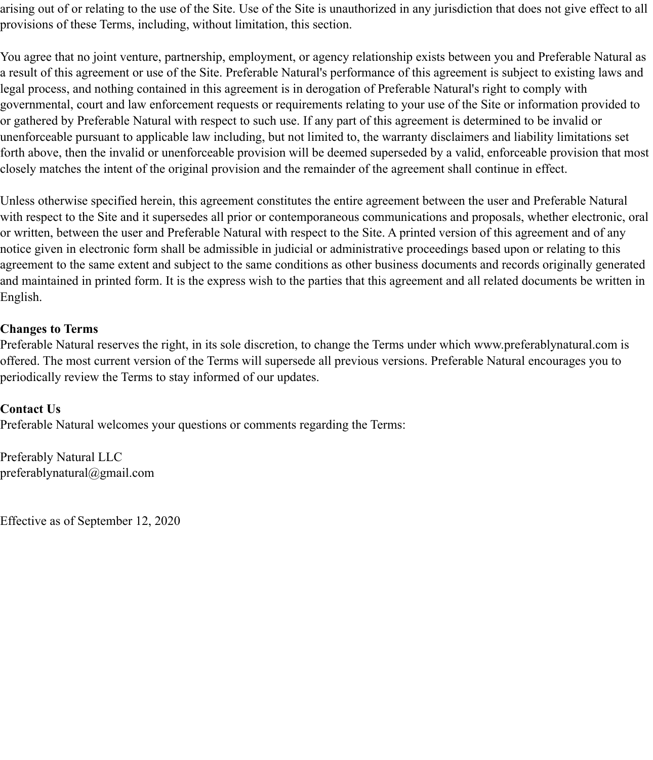arising out of or relating to the use of the Site. Use of the Site is unauthorized in any jurisdiction that does not give effect to all provisions of these Terms, including, without limitation, this section.

You agree that no joint venture, partnership, employment, or agency relationship exists between you and Preferable Natural as a result of this agreement or use of the Site. Preferable Natural's performance of this agreement is subject to existing laws and legal process, and nothing contained in this agreement is in derogation of Preferable Natural's right to comply with governmental, court and law enforcement requests or requirements relating to your use of the Site or information provided to or gathered by Preferable Natural with respect to such use. If any part of this agreement is determined to be invalid or unenforceable pursuant to applicable law including, but not limited to, the warranty disclaimers and liability limitations set forth above, then the invalid or unenforceable provision will be deemed superseded by a valid, enforceable provision that most closely matches the intent of the original provision and the remainder of the agreement shall continue in effect.

Unless otherwise specified herein, this agreement constitutes the entire agreement between the user and Preferable Natural with respect to the Site and it supersedes all prior or contemporaneous communications and proposals, whether electronic, oral or written, between the user and Preferable Natural with respect to the Site. A printed version of this agreement and of any notice given in electronic form shall be admissible in judicial or administrative proceedings based upon or relating to this agreement to the same extent and subject to the same conditions as other business documents and records originally generated and maintained in printed form. It is the express wish to the parties that this agreement and all related documents be written in English.

**Changes to Terms**

Preferable Natural reserves the right, in its sole discretion, to change the Terms under which www.preferablynatural.com is offered. The most current version of the Terms will supersede all previous versions. Preferable Natural encourages you to periodically review the Terms to stay informed of our updates.

**Contact Us**

Preferable Natural welcomes your questions or comments regarding the Terms:

Preferably Natural LLC
preferablynatural@gmail.com

Effective as of September 12, 2020